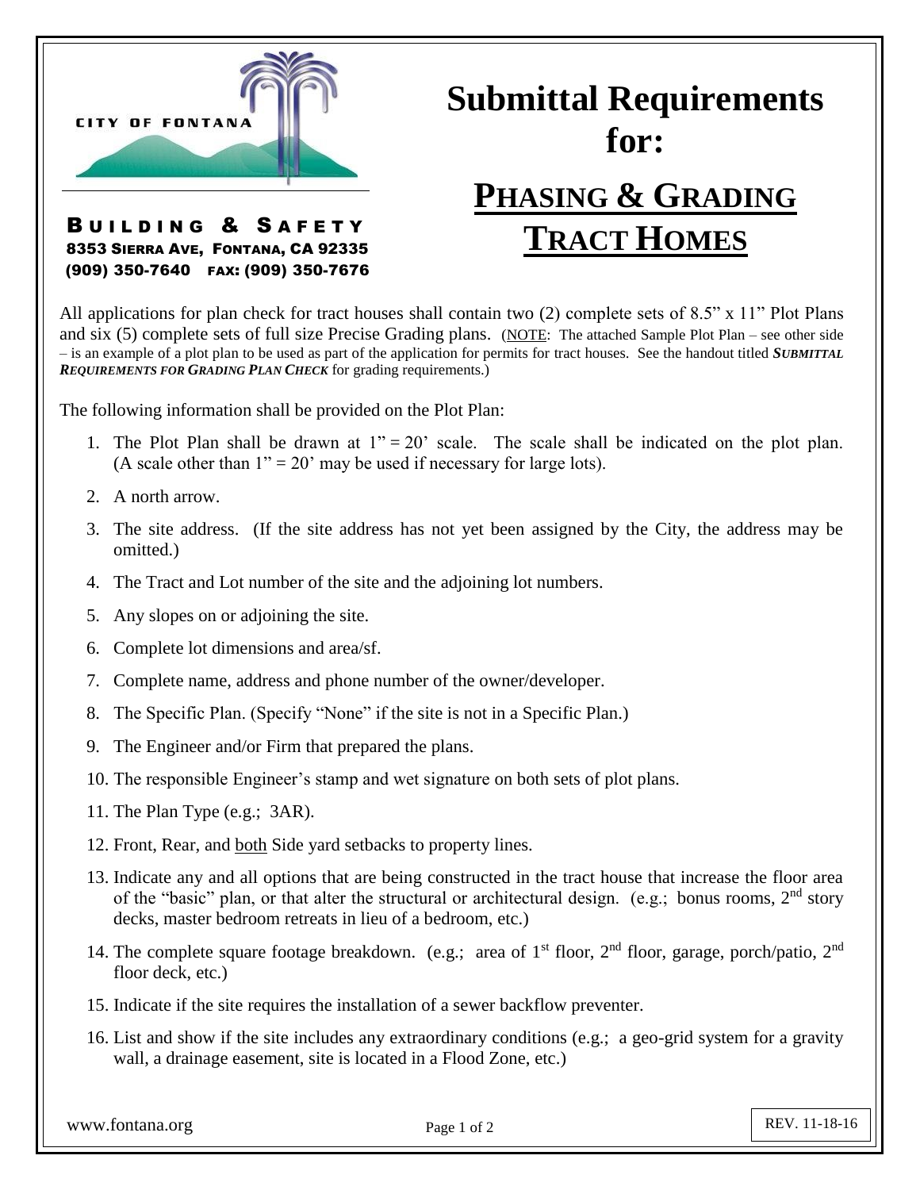CITY OF FONTANA

**BUILDING & SAFETY**
8353 SIERRA AVE, FONTANA, CA 92335
(909) 350-7640 FAX: (909) 350-7676

# Submittal Requirements for:

# PHASING & GRADING TRACT HOMES

All applications for plan check for tract houses shall contain two (2) complete sets of 8.5" x 11" Plot Plans and six (5) complete sets of full size Precise Grading plans. (NOTE: The attached Sample Plot Plan – see other side – is an example of a plot plan to be used as part of the application for permits for tract houses. See the handout titled ***SUBMITTAL REQUIREMENTS FOR GRADING PLAN CHECK*** for grading requirements.)

The following information shall be provided on the Plot Plan:

1. The Plot Plan shall be drawn at 1" = 20' scale. The scale shall be indicated on the plot plan. (A scale other than 1" = 20' may be used if necessary for large lots).
2. A north arrow.
3. The site address. (If the site address has not yet been assigned by the City, the address may be omitted.)
4. The Tract and Lot number of the site and the adjoining lot numbers.
5. Any slopes on or adjoining the site.
6. Complete lot dimensions and area/sf.
7. Complete name, address and phone number of the owner/developer.
8. The Specific Plan. (Specify "None" if the site is not in a Specific Plan.)
9. The Engineer and/or Firm that prepared the plans.
10. The responsible Engineer's stamp and wet signature on both sets of plot plans.
11. The Plan Type (e.g.; 3AR).
12. Front, Rear, and both Side yard setbacks to property lines.
13. Indicate any and all options that are being constructed in the tract house that increase the floor area of the "basic" plan, or that alter the structural or architectural design. (e.g.; bonus rooms, 2nd story decks, master bedroom retreats in lieu of a bedroom, etc.)
14. The complete square footage breakdown. (e.g.; area of 1st floor, 2nd floor, garage, porch/patio, 2nd floor deck, etc.)
15. Indicate if the site requires the installation of a sewer backflow preventer.
16. List and show if the site includes any extraordinary conditions (e.g.; a geo-grid system for a gravity wall, a drainage easement, site is located in a Flood Zone, etc.)

www.fontana.org

REV. 11-18-16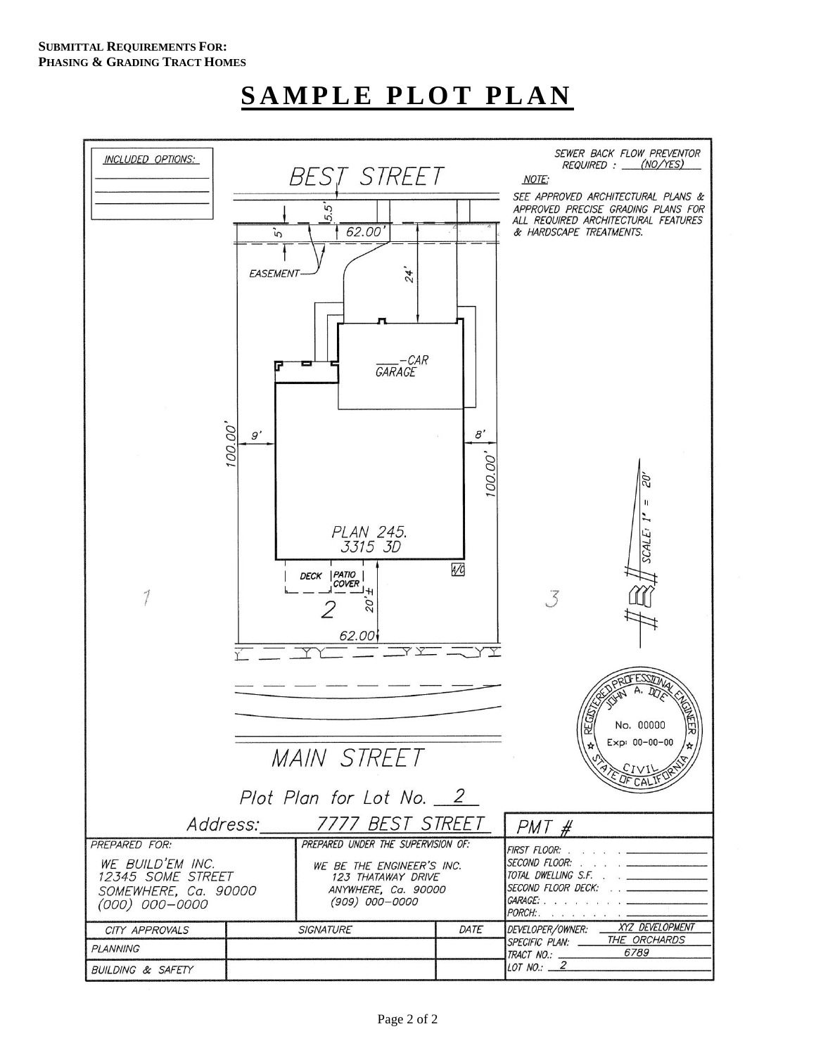**SUBMITTAL REQUIREMENTS FOR:**
**PHASING & GRADING TRACT HOMES**

# SAMPLE PLOT PLAN

INCLUDED OPTIONS:

SEWER BACK FLOW PREVENTOR REQUIRED : (NO/YES)

NOTE:

SEE APPROVED ARCHITECTURAL PLANS & APPROVED PRECISE GRADING PLANS FOR ALL REQUIRED ARCHITECTURAL FEATURES & HARDSCAPE TREATMENTS.

BEST STREET

5.5'

5'

62.00'

EASEMENT

24'

\_\_\_\_-CAR GARAGE

100.00'

9'

8'

100.00'

PLAN 245.
3315 3D

A/C

DECK

PATIO COVER

20'±

1

2

3

62.00

SCALE: 1" = 20'

MAIN STREET

REGISTERED PROFESSIONAL ENGINEER
JOHN A. DOE
No. 00000
Exp: 00-00-00
CIVIL
STATE OF CALIFORNIA

Plot Plan for Lot No. 2

Address: 7777 BEST STREET

PMT #

| PREPARED FOR: | PREPARED UNDER THE SUPERVISION OF: | |
|---|---|---|
| WE BUILD'EM INC.<br>12345 SOME STREET<br>SOMEWHERE, Ca. 90000<br>(000) 000-0000 | WE BE THE ENGINEER'S INC.<br>123 THATAWAY DRIVE<br>ANYWHERE, Ca. 90000<br>(909) 000-0000 | FIRST FLOOR:<br>SECOND FLOOR:<br>TOTAL DWELLING S.F.<br>SECOND FLOOR DECK:<br>GARAGE:<br>PORCH: |

| CITY APPROVALS | SIGNATURE | DATE |
|---|---|---|
| PLANNING | | |
| BUILDING & SAFETY | | |

DEVELOPER/OWNER: XYZ DEVELOPMENT
SPECIFIC PLAN: THE ORCHARDS
TRACT NO.: 6789
LOT NO.: 2